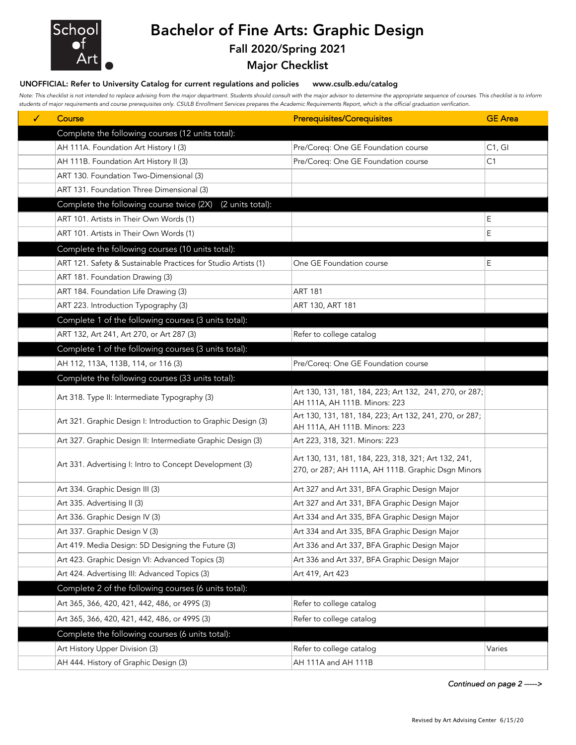# Bachelor of Fine Arts: Graphic Design

## Fall 2020/Spring 2021

## Major Checklist

**UNOFFICIAL: Refer to University Catalog for current regulations and policies www.csulb.edu/catalog**

*Note: This checklist is not intended to replace advising from the major department. Students should consult with the major advisor to determine the appropriate sequence of courses. This checklist is to inform students of major requirements and course prerequisites only. CSULB Enrollment Services prepares the Academic Requirements Report, which is the official graduation verification.*

| ✓ | Course | Prerequisites/Corequisites | GE Area |
|---|---|---|---|
| | **Complete the following courses (12 units total):** | | |
| | AH 111A. Foundation Art History I (3) | Pre/Coreq: One GE Foundation course | C1, GI |
| | AH 111B. Foundation Art History II (3) | Pre/Coreq: One GE Foundation course | C1 |
| | ART 130. Foundation Two-Dimensional (3) | | |
| | ART 131. Foundation Three Dimensional (3) | | |
| | **Complete the following course twice (2X) (2 units total):** | | |
| | ART 101. Artists in Their Own Words (1) | | E |
| | ART 101. Artists in Their Own Words (1) | | E |
| | **Complete the following courses (10 units total):** | | |
| | ART 121. Safety & Sustainable Practices for Studio Artists (1) | One GE Foundation course | E |
| | ART 181. Foundation Drawing (3) | | |
| | ART 184. Foundation Life Drawing (3) | ART 181 | |
| | ART 223. Introduction Typography (3) | ART 130, ART 181 | |
| | **Complete 1 of the following courses (3 units total):** | | |
| | ART 132, Art 241, Art 270, or Art 287 (3) | Refer to college catalog | |
| | **Complete 1 of the following courses (3 units total):** | | |
| | AH 112, 113A, 113B, 114, or 116 (3) | Pre/Coreq: One GE Foundation course | |
| | **Complete the following courses (33 units total):** | | |
| | Art 318. Type II: Intermediate Typography (3) | Art 130, 131, 181, 184, 223; Art 132, 241, 270, or 287; AH 111A, AH 111B. Minors: 223 | |
| | Art 321. Graphic Design I: Introduction to Graphic Design (3) | Art 130, 131, 181, 184, 223; Art 132, 241, 270, or 287; AH 111A, AH 111B. Minors: 223 | |
| | Art 327. Graphic Design II: Intermediate Graphic Design (3) | Art 223, 318, 321. Minors: 223 | |
| | Art 331. Advertising I: Intro to Concept Development (3) | Art 130, 131, 181, 184, 223, 318, 321; Art 132, 241, 270, or 287; AH 111A, AH 111B. Graphic Dsgn Minors | |
| | Art 334. Graphic Design III (3) | Art 327 and Art 331, BFA Graphic Design Major | |
| | Art 335. Advertising II (3) | Art 327 and Art 331, BFA Graphic Design Major | |
| | Art 336. Graphic Design IV (3) | Art 334 and Art 335, BFA Graphic Design Major | |
| | Art 337. Graphic Design V (3) | Art 334 and Art 335, BFA Graphic Design Major | |
| | Art 419. Media Design: 5D Designing the Future (3) | Art 336 and Art 337, BFA Graphic Design Major | |
| | Art 423. Graphic Design VI: Advanced Topics (3) | Art 336 and Art 337, BFA Graphic Design Major | |
| | Art 424. Advertising III: Advanced Topics (3) | Art 419, Art 423 | |
| | **Complete 2 of the following courses (6 units total):** | | |
| | Art 365, 366, 420, 421, 442, 486, or 499S (3) | Refer to college catalog | |
| | Art 365, 366, 420, 421, 442, 486, or 499S (3) | Refer to college catalog | |
| | **Complete the following courses (6 units total):** | | |
| | Art History Upper Division (3) | Refer to college catalog | Varies |
| | AH 444. History of Graphic Design (3) | AH 111A and AH 111B | |

*Continued on page 2 ----->*

Revised by Art Advising Center 6/15/20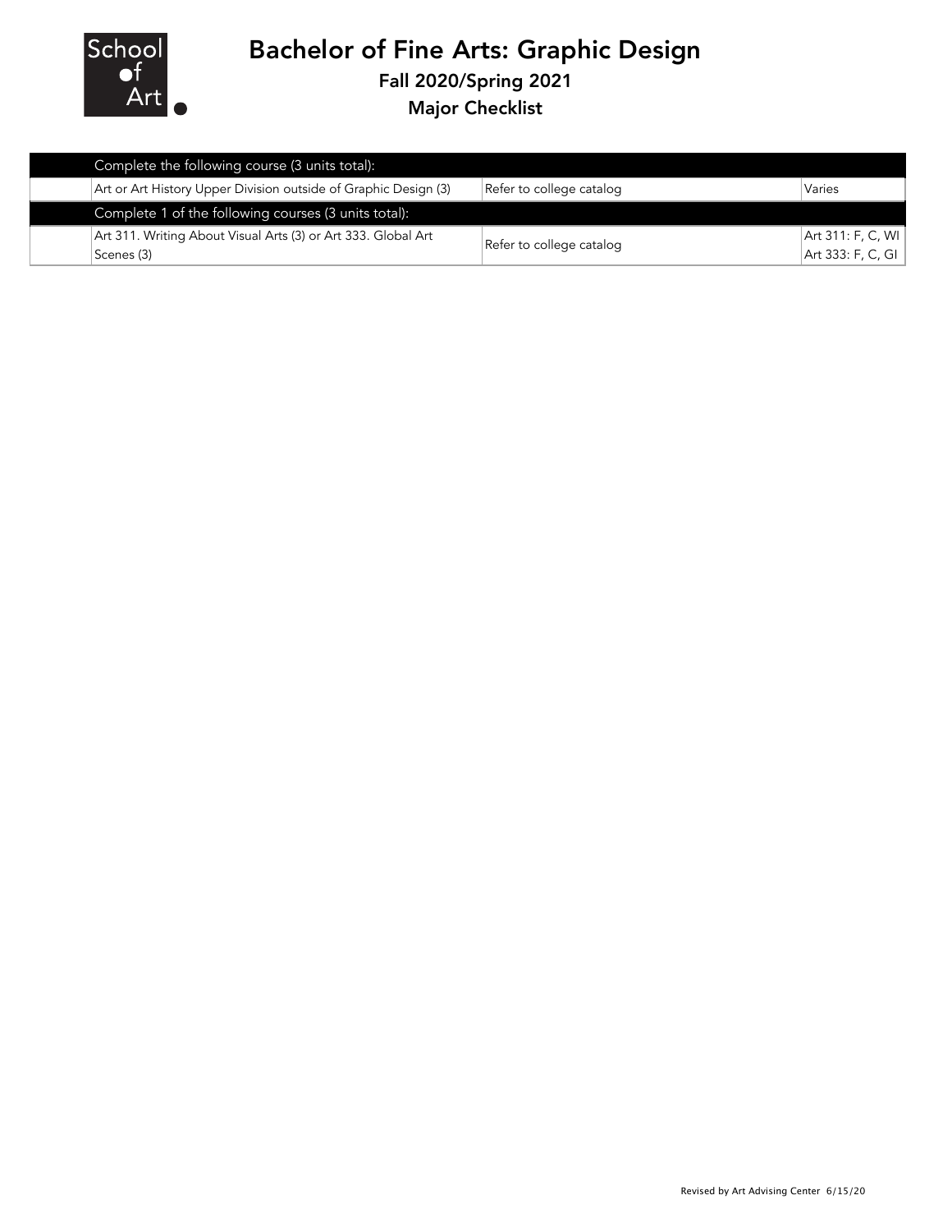# Bachelor of Fine Arts: Graphic Design

## Fall 2020/Spring 2021

## Major Checklist

| | | | |
|---|---|---|---|
| | **Complete the following course (3 units total):** | | |
| | Art or Art History Upper Division outside of Graphic Design (3) | Refer to college catalog | Varies |
| | **Complete 1 of the following courses (3 units total):** | | |
| | Art 311. Writing About Visual Arts (3) or Art 333. Global Art Scenes (3) | Refer to college catalog | Art 311: F, C, WI<br>Art 333: F, C, GI |

Revised by Art Advising Center 6/15/20